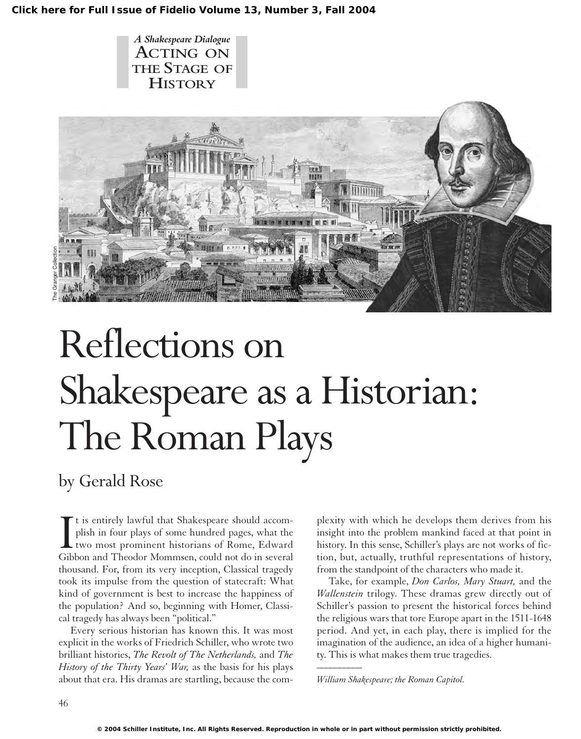A Shakespeare Dialogue
ACTING ON THE STAGE OF HISTORY

# Reflections on Shakespeare as a Historian: The Roman Plays

by Gerald Rose

It is entirely lawful that Shakespeare should accomplish in four plays of some hundred pages, what the two most prominent historians of Rome, Edward Gibbon and Theodor Mommsen, could not do in several thousand. For, from its very inception, Classical tragedy took its impulse from the question of statecraft: What kind of government is best to increase the happiness of the population? And so, beginning with Homer, Classical tragedy has always been "political."

Every serious historian has known this. It was most explicit in the works of Friedrich Schiller, who wrote two brilliant histories, *The Revolt of The Netherlands,* and *The History of the Thirty Years' War,* as the basis for his plays about that era. His dramas are startling, because the complexity with which he develops them derives from his insight into the problem mankind faced at that point in history. In this sense, Schiller's plays are not works of fiction, but, actually, truthful representations of history, from the standpoint of the characters who made it.

Take, for example, *Don Carlos, Mary Stuart,* and the *Wallenstein* trilogy. These dramas grew directly out of Schiller's passion to present the historical forces behind the religious wars that tore Europe apart in the 1511-1648 period. And yet, in each play, there is implied for the imagination of the audience, an idea of a higher humanity. This is what makes them true tragedies.

---

*William Shakespeare; the Roman Capitol.*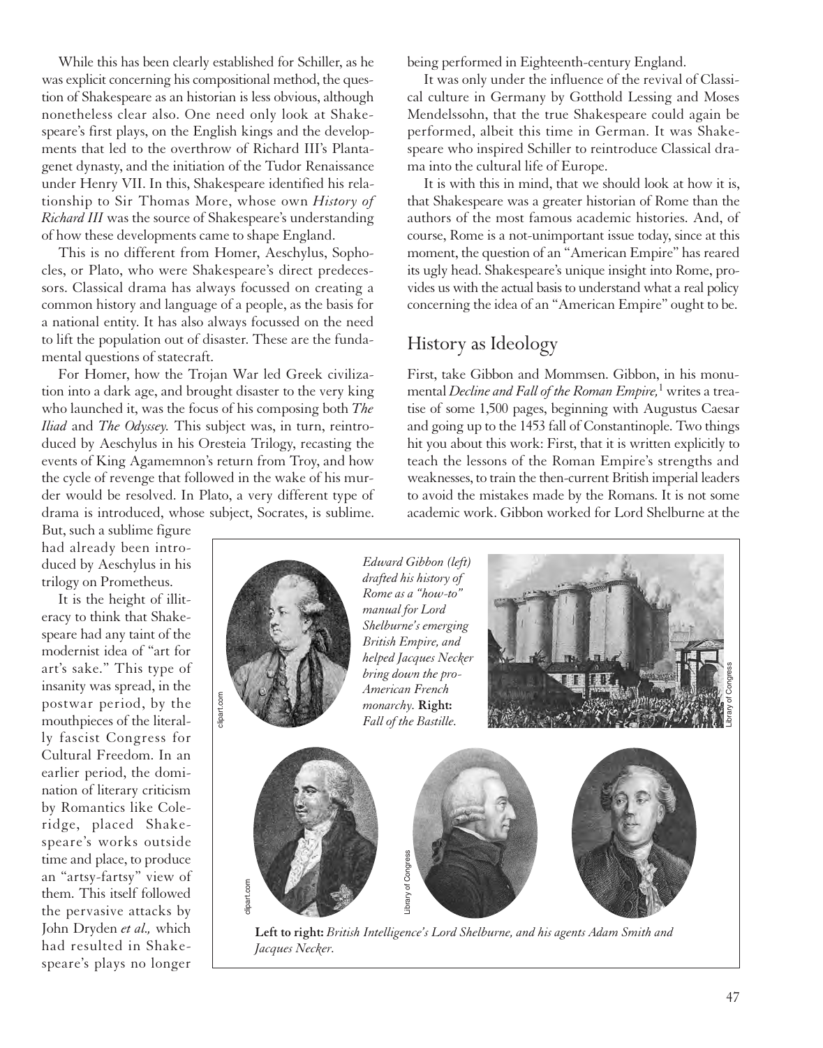While this has been clearly established for Schiller, as he was explicit concerning his compositional method, the question of Shakespeare as an historian is less obvious, although nonetheless clear also. One need only look at Shakespeare's first plays, on the English kings and the developments that led to the overthrow of Richard III's Plantagenet dynasty, and the initiation of the Tudor Renaissance under Henry VII. In this, Shakespeare identified his relationship to Sir Thomas More, whose own *History of Richard III* was the source of Shakespeare's understanding of how these developments came to shape England.

This is no different from Homer, Aeschylus, Sophocles, or Plato, who were Shakespeare's direct predecessors. Classical drama has always focussed on creating a common history and language of a people, as the basis for a national entity. It has also always focussed on the need to lift the population out of disaster. These are the fundamental questions of statecraft.

For Homer, how the Trojan War led Greek civilization into a dark age, and brought disaster to the very king who launched it, was the focus of his composing both *The Iliad* and *The Odyssey.* This subject was, in turn, reintroduced by Aeschylus in his Oresteia Trilogy, recasting the events of King Agamemnon's return from Troy, and how the cycle of revenge that followed in the wake of his murder would be resolved. In Plato, a very different type of drama is introduced, whose subject, Socrates, is sublime. But, such a sublime figure had already been introduced by Aeschylus in his trilogy on Prometheus.

It is the height of illiteracy to think that Shakespeare had any taint of the modernist idea of "art for art's sake." This type of insanity was spread, in the postwar period, by the mouthpieces of the literally fascist Congress for Cultural Freedom. In an earlier period, the domination of literary criticism by Romantics like Coleridge, placed Shakespeare's works outside time and place, to produce an "artsy-fartsy" view of them. This itself followed the pervasive attacks by John Dryden *et al.,* which had resulted in Shakespeare's plays no longer being performed in Eighteenth-century England.

It was only under the influence of the revival of Classical culture in Germany by Gotthold Lessing and Moses Mendelssohn, that the true Shakespeare could again be performed, albeit this time in German. It was Shakespeare who inspired Schiller to reintroduce Classical drama into the cultural life of Europe.

It is with this in mind, that we should look at how it is, that Shakespeare was a greater historian of Rome than the authors of the most famous academic histories. And, of course, Rome is a not-unimportant issue today, since at this moment, the question of an "American Empire" has reared its ugly head. Shakespeare's unique insight into Rome, provides us with the actual basis to understand what a real policy concerning the idea of an "American Empire" ought to be.

## History as Ideology

First, take Gibbon and Mommsen. Gibbon, in his monumental *Decline and Fall of the Roman Empire,*[1] writes a treatise of some 1,500 pages, beginning with Augustus Caesar and going up to the 1453 fall of Constantinople. Two things hit you about this work: First, that it is written explicitly to teach the lessons of the Roman Empire's strengths and weaknesses, to train the then-current British imperial leaders to avoid the mistakes made by the Romans. It is not some academic work. Gibbon worked for Lord Shelburne at the

*Edward Gibbon (left) drafted his history of Rome as a "how-to" manual for Lord Shelburne's emerging British Empire, and helped Jacques Necker bring down the pro-American French monarchy.* **Right:** *Fall of the Bastille.*

**Left to right:** *British Intelligence's Lord Shelburne, and his agents Adam Smith and Jacques Necker.*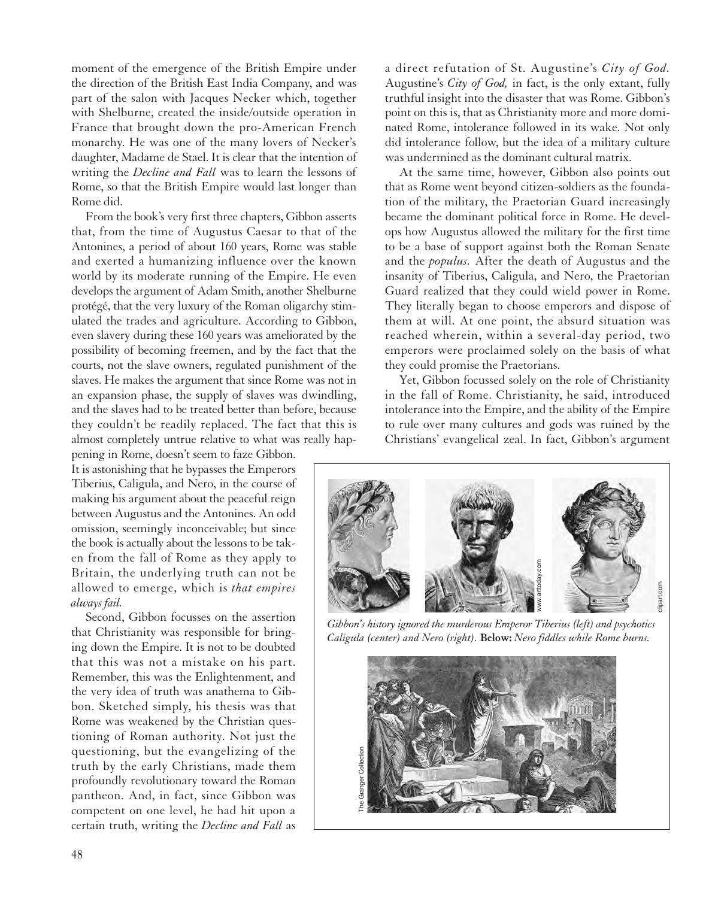moment of the emergence of the British Empire under the direction of the British East India Company, and was part of the salon with Jacques Necker which, together with Shelburne, created the inside/outside operation in France that brought down the pro-American French monarchy. He was one of the many lovers of Necker's daughter, Madame de Stael. It is clear that the intention of writing the *Decline and Fall* was to learn the lessons of Rome, so that the British Empire would last longer than Rome did.

From the book's very first three chapters, Gibbon asserts that, from the time of Augustus Caesar to that of the Antonines, a period of about 160 years, Rome was stable and exerted a humanizing influence over the known world by its moderate running of the Empire. He even develops the argument of Adam Smith, another Shelburne protégé, that the very luxury of the Roman oligarchy stimulated the trades and agriculture. According to Gibbon, even slavery during these 160 years was ameliorated by the possibility of becoming freemen, and by the fact that the courts, not the slave owners, regulated punishment of the slaves. He makes the argument that since Rome was not in an expansion phase, the supply of slaves was dwindling, and the slaves had to be treated better than before, because they couldn't be readily replaced. The fact that this is almost completely untrue relative to what was really happening in Rome, doesn't seem to faze Gibbon. It is astonishing that he bypasses the Emperors Tiberius, Caligula, and Nero, in the course of making his argument about the peaceful reign between Augustus and the Antonines. An odd omission, seemingly inconceivable; but since the book is actually about the lessons to be taken from the fall of Rome as they apply to Britain, the underlying truth can not be allowed to emerge, which is *that empires always fail.*

Second, Gibbon focusses on the assertion that Christianity was responsible for bringing down the Empire. It is not to be doubted that this was not a mistake on his part. Remember, this was the Enlightenment, and the very idea of truth was anathema to Gibbon. Sketched simply, his thesis was that Rome was weakened by the Christian questioning of Roman authority. Not just the questioning, but the evangelizing of the truth by the early Christians, made them profoundly revolutionary toward the Roman pantheon. And, in fact, since Gibbon was competent on one level, he had hit upon a certain truth, writing the *Decline and Fall* as a direct refutation of St. Augustine's *City of God.* Augustine's *City of God,* in fact, is the only extant, fully truthful insight into the disaster that was Rome. Gibbon's point on this is, that as Christianity more and more dominated Rome, intolerance followed in its wake. Not only did intolerance follow, but the idea of a military culture was undermined as the dominant cultural matrix.

At the same time, however, Gibbon also points out that as Rome went beyond citizen-soldiers as the foundation of the military, the Praetorian Guard increasingly became the dominant political force in Rome. He develops how Augustus allowed the military for the first time to be a base of support against both the Roman Senate and the *populus.* After the death of Augustus and the insanity of Tiberius, Caligula, and Nero, the Praetorian Guard realized that they could wield power in Rome. They literally began to choose emperors and dispose of them at will. At one point, the absurd situation was reached wherein, within a several-day period, two emperors were proclaimed solely on the basis of what they could promise the Praetorians.

Yet, Gibbon focussed solely on the role of Christianity in the fall of Rome. Christianity, he said, introduced intolerance into the Empire, and the ability of the Empire to rule over many cultures and gods was ruined by the Christians' evangelical zeal. In fact, Gibbon's argument

*Gibbon's history ignored the murderous Emperor Tiberius (left) and psychotics Caligula (center) and Nero (right).* **Below:** *Nero fiddles while Rome burns.*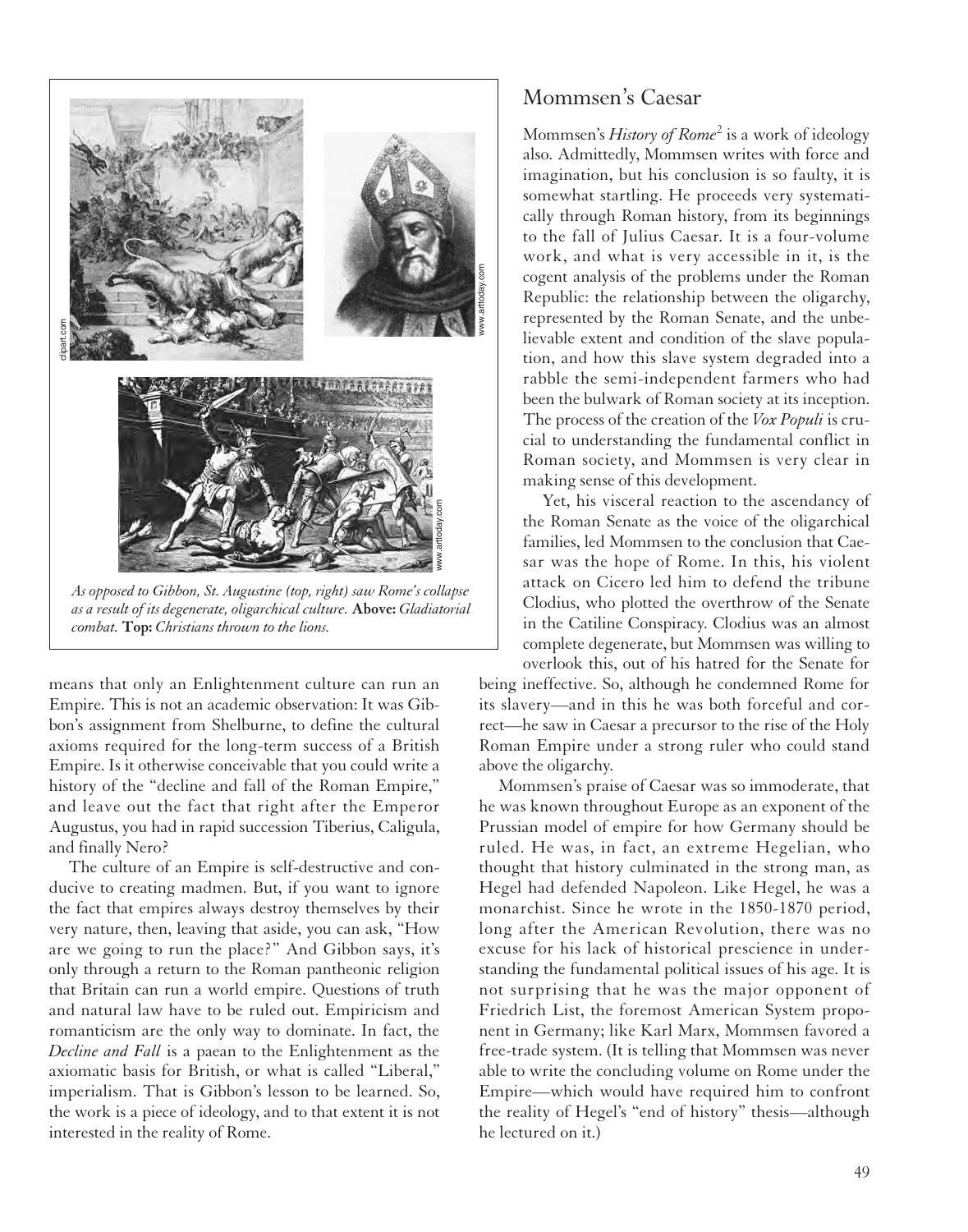As opposed to Gibbon, St. Augustine (top, right) saw Rome's collapse as a result of its degenerate, oligarchical culture. **Above:** *Gladiatorial combat.* **Top:** *Christians thrown to the lions.*

means that only an Enlightenment culture can run an Empire. This is not an academic observation: It was Gibbon's assignment from Shelburne, to define the cultural axioms required for the long-term success of a British Empire. Is it otherwise conceivable that you could write a history of the "decline and fall of the Roman Empire," and leave out the fact that right after the Emperor Augustus, you had in rapid succession Tiberius, Caligula, and finally Nero?

The culture of an Empire is self-destructive and conducive to creating madmen. But, if you want to ignore the fact that empires always destroy themselves by their very nature, then, leaving that aside, you can ask, "How are we going to run the place?" And Gibbon says, it's only through a return to the Roman pantheonic religion that Britain can run a world empire. Questions of truth and natural law have to be ruled out. Empiricism and romanticism are the only way to dominate. In fact, the *Decline and Fall* is a paean to the Enlightenment as the axiomatic basis for British, or what is called "Liberal," imperialism. That is Gibbon's lesson to be learned. So, the work is a piece of ideology, and to that extent it is not interested in the reality of Rome.

## Mommsen's Caesar

Mommsen's *History of Rome*[2] is a work of ideology also. Admittedly, Mommsen writes with force and imagination, but his conclusion is so faulty, it is somewhat startling. He proceeds very systematically through Roman history, from its beginnings to the fall of Julius Caesar. It is a four-volume work, and what is very accessible in it, is the cogent analysis of the problems under the Roman Republic: the relationship between the oligarchy, represented by the Roman Senate, and the unbelievable extent and condition of the slave population, and how this slave system degraded into a rabble the semi-independent farmers who had been the bulwark of Roman society at its inception. The process of the creation of the *Vox Populi* is crucial to understanding the fundamental conflict in Roman society, and Mommsen is very clear in making sense of this development.

Yet, his visceral reaction to the ascendancy of the Roman Senate as the voice of the oligarchical families, led Mommsen to the conclusion that Caesar was the hope of Rome. In this, his violent attack on Cicero led him to defend the tribune Clodius, who plotted the overthrow of the Senate in the Catiline Conspiracy. Clodius was an almost complete degenerate, but Mommsen was willing to overlook this, out of his hatred for the Senate for being ineffective. So, although he condemned Rome for its slavery—and in this he was both forceful and correct—he saw in Caesar a precursor to the rise of the Holy Roman Empire under a strong ruler who could stand above the oligarchy.

Mommsen's praise of Caesar was so immoderate, that he was known throughout Europe as an exponent of the Prussian model of empire for how Germany should be ruled. He was, in fact, an extreme Hegelian, who thought that history culminated in the strong man, as Hegel had defended Napoleon. Like Hegel, he was a monarchist. Since he wrote in the 1850-1870 period, long after the American Revolution, there was no excuse for his lack of historical prescience in understanding the fundamental political issues of his age. It is not surprising that he was the major opponent of Friedrich List, the foremost American System proponent in Germany; like Karl Marx, Mommsen favored a free-trade system. (It is telling that Mommsen was never able to write the concluding volume on Rome under the Empire—which would have required him to confront the reality of Hegel's "end of history" thesis—although he lectured on it.)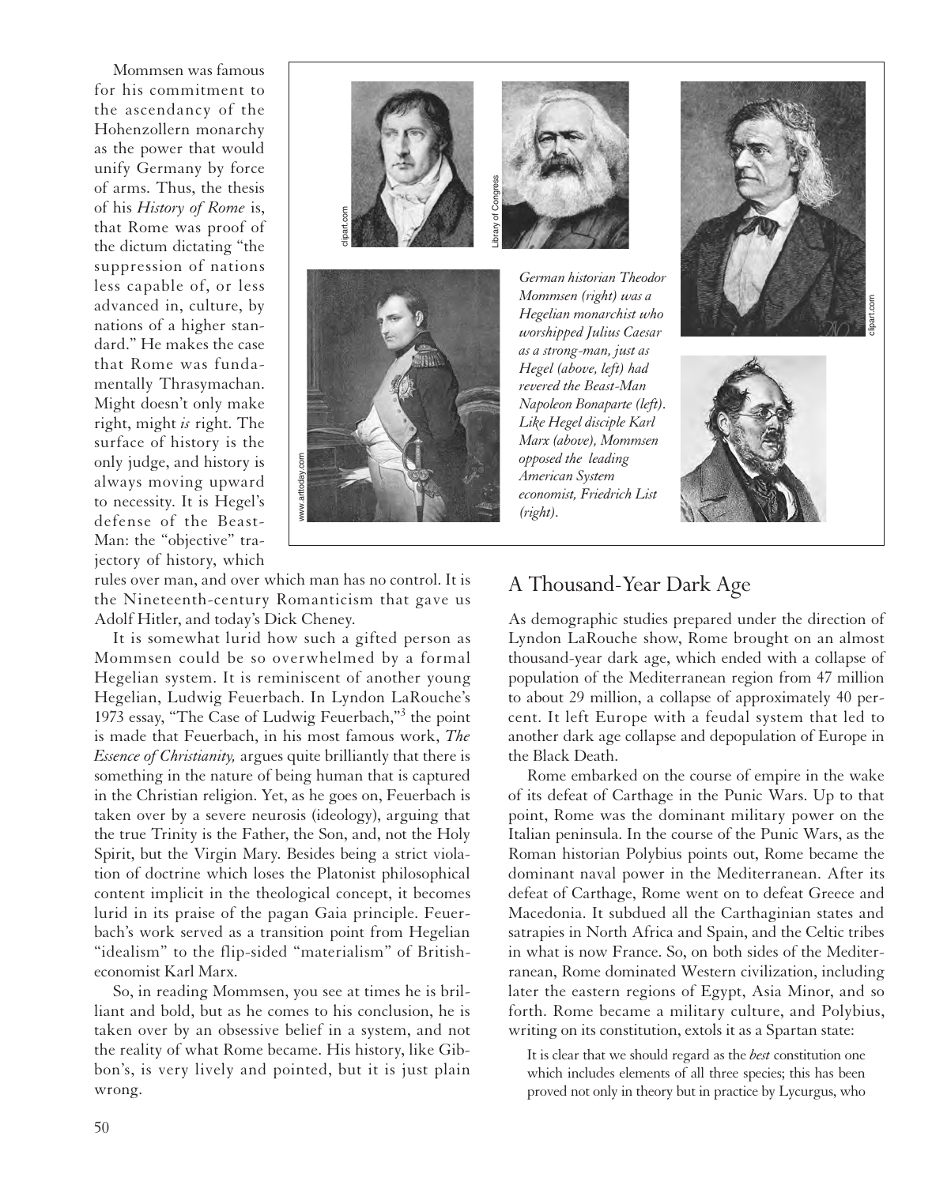Mommsen was famous for his commitment to the ascendancy of the Hohenzollern monarchy as the power that would unify Germany by force of arms. Thus, the thesis of his *History of Rome* is, that Rome was proof of the dictum dictating "the suppression of nations less capable of, or less advanced in, culture, by nations of a higher standard." He makes the case that Rome was fundamentally Thrasymachan. Might doesn't only make right, might *is* right. The surface of history is the only judge, and history is always moving upward to necessity. It is Hegel's defense of the Beast-Man: the "objective" trajectory of history, which rules over man, and over which man has no control. It is the Nineteenth-century Romanticism that gave us Adolf Hitler, and today's Dick Cheney.

*German historian Theodor Mommsen (right) was a Hegelian monarchist who worshipped Julius Caesar as a strong-man, just as Hegel (above, left) had revered the Beast-Man Napoleon Bonaparte (left). Like Hegel disciple Karl Marx (above), Mommsen opposed the leading American System economist, Friedrich List (right).*

It is somewhat lurid how such a gifted person as Mommsen could be so overwhelmed by a formal Hegelian system. It is reminiscent of another young Hegelian, Ludwig Feuerbach. In Lyndon LaRouche's 1973 essay, "The Case of Ludwig Feuerbach,"[3] the point is made that Feuerbach, in his most famous work, *The Essence of Christianity,* argues quite brilliantly that there is something in the nature of being human that is captured in the Christian religion. Yet, as he goes on, Feuerbach is taken over by a severe neurosis (ideology), arguing that the true Trinity is the Father, the Son, and, not the Holy Spirit, but the Virgin Mary. Besides being a strict violation of doctrine which loses the Platonist philosophical content implicit in the theological concept, it becomes lurid in its praise of the pagan Gaia principle. Feuerbach's work served as a transition point from Hegelian "idealism" to the flip-sided "materialism" of British-economist Karl Marx.

So, in reading Mommsen, you see at times he is brilliant and bold, but as he comes to his conclusion, he is taken over by an obsessive belief in a system, and not the reality of what Rome became. His history, like Gibbon's, is very lively and pointed, but it is just plain wrong.

## A Thousand-Year Dark Age

As demographic studies prepared under the direction of Lyndon LaRouche show, Rome brought on an almost thousand-year dark age, which ended with a collapse of population of the Mediterranean region from 47 million to about 29 million, a collapse of approximately 40 percent. It left Europe with a feudal system that led to another dark age collapse and depopulation of Europe in the Black Death.

Rome embarked on the course of empire in the wake of its defeat of Carthage in the Punic Wars. Up to that point, Rome was the dominant military power on the Italian peninsula. In the course of the Punic Wars, as the Roman historian Polybius points out, Rome became the dominant naval power in the Mediterranean. After its defeat of Carthage, Rome went on to defeat Greece and Macedonia. It subdued all the Carthaginian states and satrapies in North Africa and Spain, and the Celtic tribes in what is now France. So, on both sides of the Mediterranean, Rome dominated Western civilization, including later the eastern regions of Egypt, Asia Minor, and so forth. Rome became a military culture, and Polybius, writing on its constitution, extols it as a Spartan state:

> It is clear that we should regard as the *best* constitution one which includes elements of all three species; this has been proved not only in theory but in practice by Lycurgus, who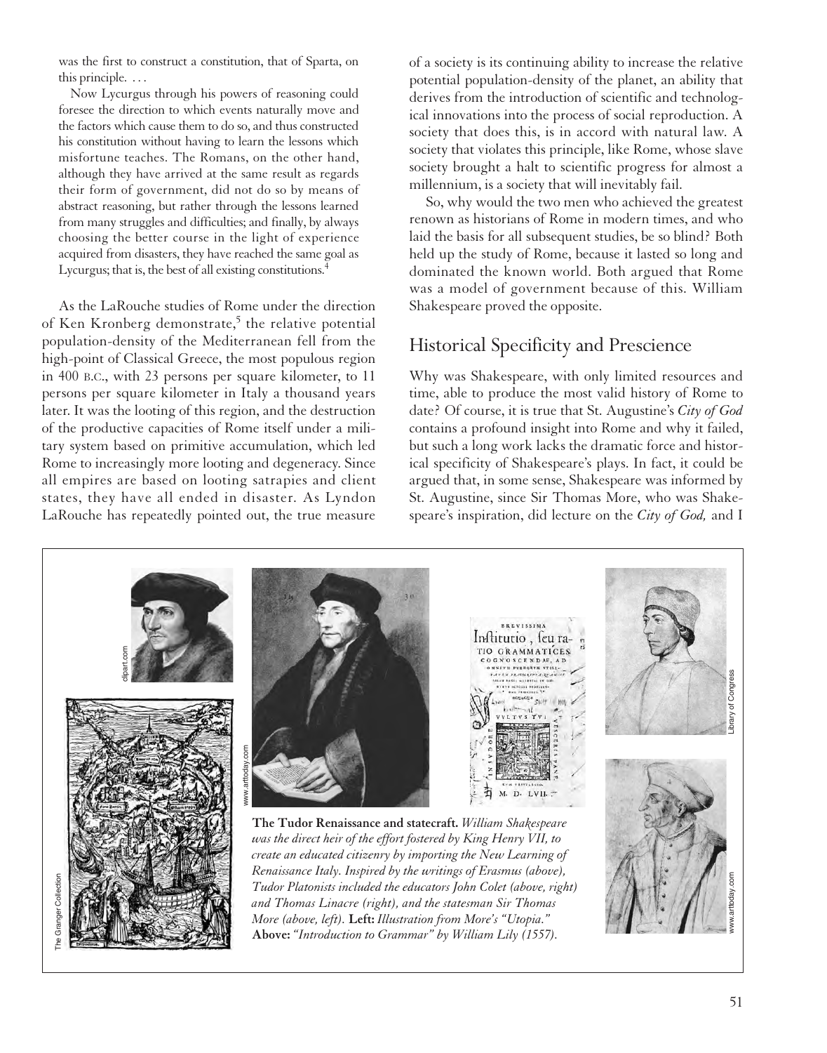was the first to construct a constitution, that of Sparta, on this principle. . . .

Now Lycurgus through his powers of reasoning could foresee the direction to which events naturally move and the factors which cause them to do so, and thus constructed his constitution without having to learn the lessons which misfortune teaches. The Romans, on the other hand, although they have arrived at the same result as regards their form of government, did not do so by means of abstract reasoning, but rather through the lessons learned from many struggles and difficulties; and finally, by always choosing the better course in the light of experience acquired from disasters, they have reached the same goal as Lycurgus; that is, the best of all existing constitutions.[4]

As the LaRouche studies of Rome under the direction of Ken Kronberg demonstrate,[5] the relative potential population-density of the Mediterranean fell from the high-point of Classical Greece, the most populous region in 400 B.C., with 23 persons per square kilometer, to 11 persons per square kilometer in Italy a thousand years later. It was the looting of this region, and the destruction of the productive capacities of Rome itself under a military system based on primitive accumulation, which led Rome to increasingly more looting and degeneracy. Since all empires are based on looting satrapies and client states, they have all ended in disaster. As Lyndon LaRouche has repeatedly pointed out, the true measure of a society is its continuing ability to increase the relative potential population-density of the planet, an ability that derives from the introduction of scientific and technological innovations into the process of social reproduction. A society that does this, is in accord with natural law. A society that violates this principle, like Rome, whose slave society brought a halt to scientific progress for almost a millennium, is a society that will inevitably fail.

So, why would the two men who achieved the greatest renown as historians of Rome in modern times, and who laid the basis for all subsequent studies, be so blind? Both held up the study of Rome, because it lasted so long and dominated the known world. Both argued that Rome was a model of government because of this. William Shakespeare proved the opposite.

## Historical Specificity and Prescience

Why was Shakespeare, with only limited resources and time, able to produce the most valid history of Rome to date? Of course, it is true that St. Augustine's *City of God* contains a profound insight into Rome and why it failed, but such a long work lacks the dramatic force and historical specificity of Shakespeare's plays. In fact, it could be argued that, in some sense, Shakespeare was informed by St. Augustine, since Sir Thomas More, who was Shakespeare's inspiration, did lecture on the *City of God,* and I

**The Tudor Renaissance and statecraft.** *William Shakespeare was the direct heir of the effort fostered by King Henry VII, to create an educated citizenry by importing the New Learning of Renaissance Italy. Inspired by the writings of Erasmus (above), Tudor Platonists included the educators John Colet (above, right) and Thomas Linacre (right), and the statesman Sir Thomas More (above, left).* **Left:** *Illustration from More's "Utopia."* **Above:** *"Introduction to Grammar" by William Lily (1557).*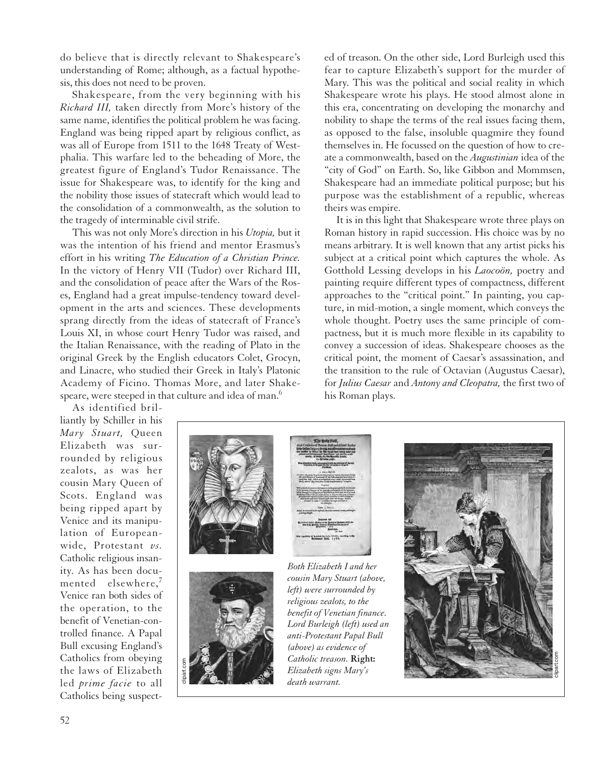do believe that is directly relevant to Shakespeare's understanding of Rome; although, as a factual hypothesis, this does not need to be proven.

Shakespeare, from the very beginning with his *Richard III,* taken directly from More's history of the same name, identifies the political problem he was facing. England was being ripped apart by religious conflict, as was all of Europe from 1511 to the 1648 Treaty of Westphalia. This warfare led to the beheading of More, the greatest figure of England's Tudor Renaissance. The issue for Shakespeare was, to identify for the king and the nobility those issues of statecraft which would lead to the consolidation of a commonwealth, as the solution to the tragedy of interminable civil strife.

This was not only More's direction in his *Utopia,* but it was the intention of his friend and mentor Erasmus's effort in his writing *The Education of a Christian Prince.* In the victory of Henry VII (Tudor) over Richard III, and the consolidation of peace after the Wars of the Roses, England had a great impulse-tendency toward development in the arts and sciences. These developments sprang directly from the ideas of statecraft of France's Louis XI, in whose court Henry Tudor was raised, and the Italian Renaissance, with the reading of Plato in the original Greek by the English educators Colet, Grocyn, and Linacre, who studied their Greek in Italy's Platonic Academy of Ficino. Thomas More, and later Shakespeare, were steeped in that culture and idea of man.[6]

As identified brilliantly by Schiller in his *Mary Stuart,* Queen Elizabeth was surrounded by religious zealots, as was her cousin Mary Queen of Scots. England was being ripped apart by Venice and its manipulation of European-wide, Protestant *vs.* Catholic religious insanity. As has been documented elsewhere,[7] Venice ran both sides of the operation, to the benefit of Venetian-controlled finance. A Papal Bull excusing England's Catholics from obeying the laws of Elizabeth led *prime facie* to all Catholics being suspected of treason. On the other side, Lord Burleigh used this fear to capture Elizabeth's support for the murder of Mary. This was the political and social reality in which Shakespeare wrote his plays. He stood almost alone in this era, concentrating on developing the monarchy and nobility to shape the terms of the real issues facing them, as opposed to the false, insoluble quagmire they found themselves in. He focussed on the question of how to create a commonwealth, based on the *Augustinian* idea of the "city of God" on Earth. So, like Gibbon and Mommsen, Shakespeare had an immediate political purpose; but his purpose was the establishment of a republic, whereas theirs was empire.

It is in this light that Shakespeare wrote three plays on Roman history in rapid succession. His choice was by no means arbitrary. It is well known that any artist picks his subject at a critical point which captures the whole. As Gotthold Lessing develops in his *Laocoön,* poetry and painting require different types of compactness, different approaches to the "critical point." In painting, you capture, in mid-motion, a single moment, which conveys the whole thought. Poetry uses the same principle of compactness, but it is much more flexible in its capability to convey a succession of ideas. Shakespeare chooses as the critical point, the moment of Caesar's assassination, and the transition to the rule of Octavian (Augustus Caesar), for *Julius Caesar* and *Antony and Cleopatra,* the first two of his Roman plays.

*Both Elizabeth I and her cousin Mary Stuart (above, left) were surrounded by religious zealots, to the benefit of Venetian finance. Lord Burleigh (left) used an anti-Protestant Papal Bull (above) as evidence of Catholic treason.* **Right:** *Elizabeth signs Mary's death warrant.*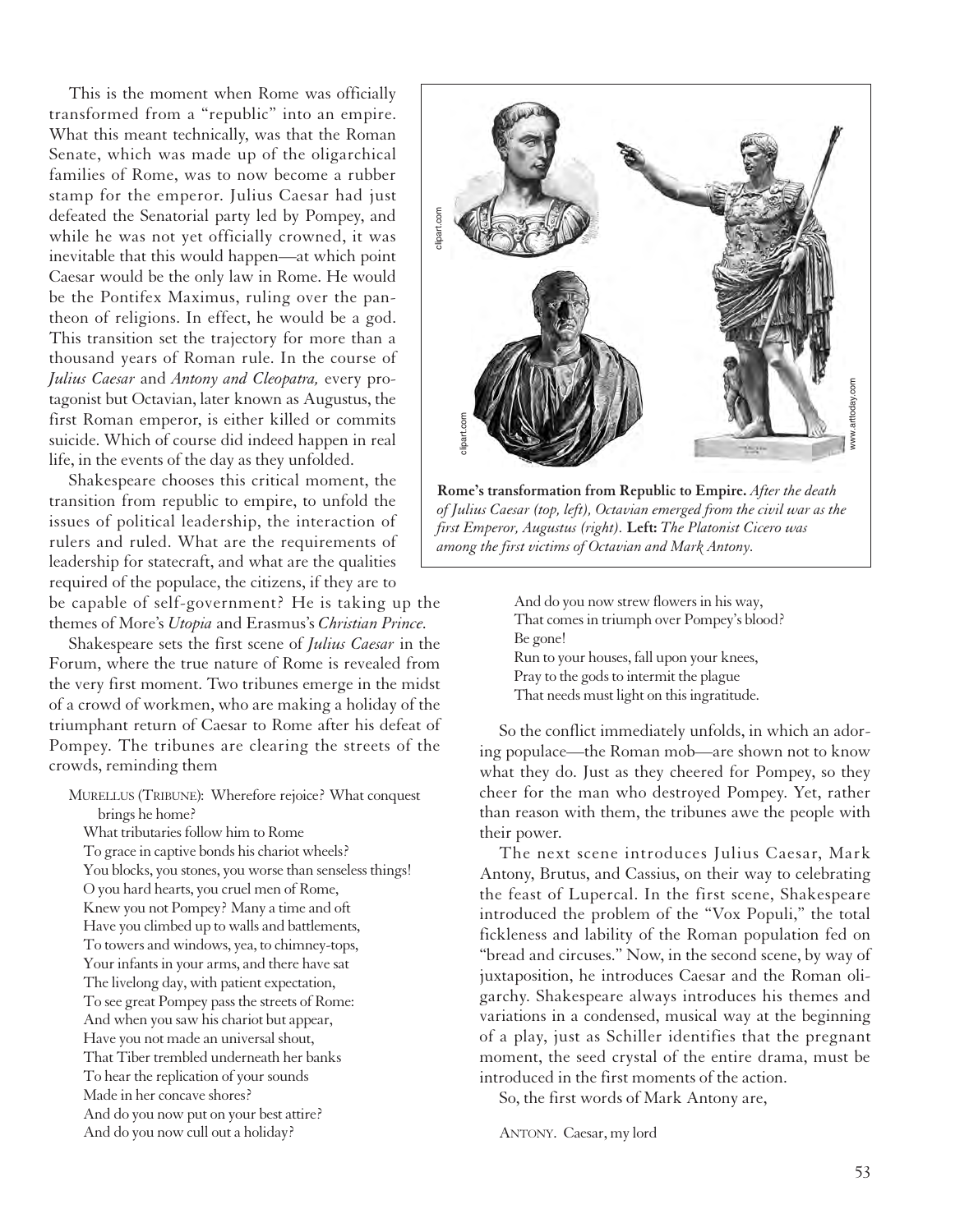This is the moment when Rome was officially transformed from a "republic" into an empire. What this meant technically, was that the Roman Senate, which was made up of the oligarchical families of Rome, was to now become a rubber stamp for the emperor. Julius Caesar had just defeated the Senatorial party led by Pompey, and while he was not yet officially crowned, it was inevitable that this would happen—at which point Caesar would be the only law in Rome. He would be the Pontifex Maximus, ruling over the pantheon of religions. In effect, he would be a god. This transition set the trajectory for more than a thousand years of Roman rule. In the course of *Julius Caesar* and *Antony and Cleopatra,* every protagonist but Octavian, later known as Augustus, the first Roman emperor, is either killed or commits suicide. Which of course did indeed happen in real life, in the events of the day as they unfolded.

Shakespeare chooses this critical moment, the transition from republic to empire, to unfold the issues of political leadership, the interaction of rulers and ruled. What are the requirements of leadership for statecraft, and what are the qualities required of the populace, the citizens, if they are to be capable of self-government? He is taking up the themes of More's *Utopia* and Erasmus's *Christian Prince.*

Shakespeare sets the first scene of *Julius Caesar* in the Forum, where the true nature of Rome is revealed from the very first moment. Two tribunes emerge in the midst of a crowd of workmen, who are making a holiday of the triumphant return of Caesar to Rome after his defeat of Pompey. The tribunes are clearing the streets of the crowds, reminding them

> MURELLUS (TRIBUNE): Wherefore rejoice? What conquest brings he home?
> What tributaries follow him to Rome
> To grace in captive bonds his chariot wheels?
> You blocks, you stones, you worse than senseless things!
> O you hard hearts, you cruel men of Rome,
> Knew you not Pompey? Many a time and oft
> Have you climbed up to walls and battlements,
> To towers and windows, yea, to chimney-tops,
> Your infants in your arms, and there have sat
> The livelong day, with patient expectation,
> To see great Pompey pass the streets of Rome:
> And when you saw his chariot but appear,
> Have you not made an universal shout,
> That Tiber trembled underneath her banks
> To hear the replication of your sounds
> Made in her concave shores?
> And do you now put on your best attire?
> And do you now cull out a holiday?
> And do you now strew flowers in his way,
> That comes in triumph over Pompey's blood?
> Be gone!
> Run to your houses, fall upon your knees,
> Pray to the gods to intermit the plague
> That needs must light on this ingratitude.

**Rome's transformation from Republic to Empire.** *After the death of Julius Caesar (top, left), Octavian emerged from the civil war as the first Emperor, Augustus (right).* **Left:** *The Platonist Cicero was among the first victims of Octavian and Mark Antony.*

So the conflict immediately unfolds, in which an adoring populace—the Roman mob—are shown not to know what they do. Just as they cheered for Pompey, so they cheer for the man who destroyed Pompey. Yet, rather than reason with them, the tribunes awe the people with their power.

The next scene introduces Julius Caesar, Mark Antony, Brutus, and Cassius, on their way to celebrating the feast of Lupercal. In the first scene, Shakespeare introduced the problem of the "Vox Populi," the total fickleness and lability of the Roman population fed on "bread and circuses." Now, in the second scene, by way of juxtaposition, he introduces Caesar and the Roman oligarchy. Shakespeare always introduces his themes and variations in a condensed, musical way at the beginning of a play, just as Schiller identifies that the pregnant moment, the seed crystal of the entire drama, must be introduced in the first moments of the action.

So, the first words of Mark Antony are,

> ANTONY. Caesar, my lord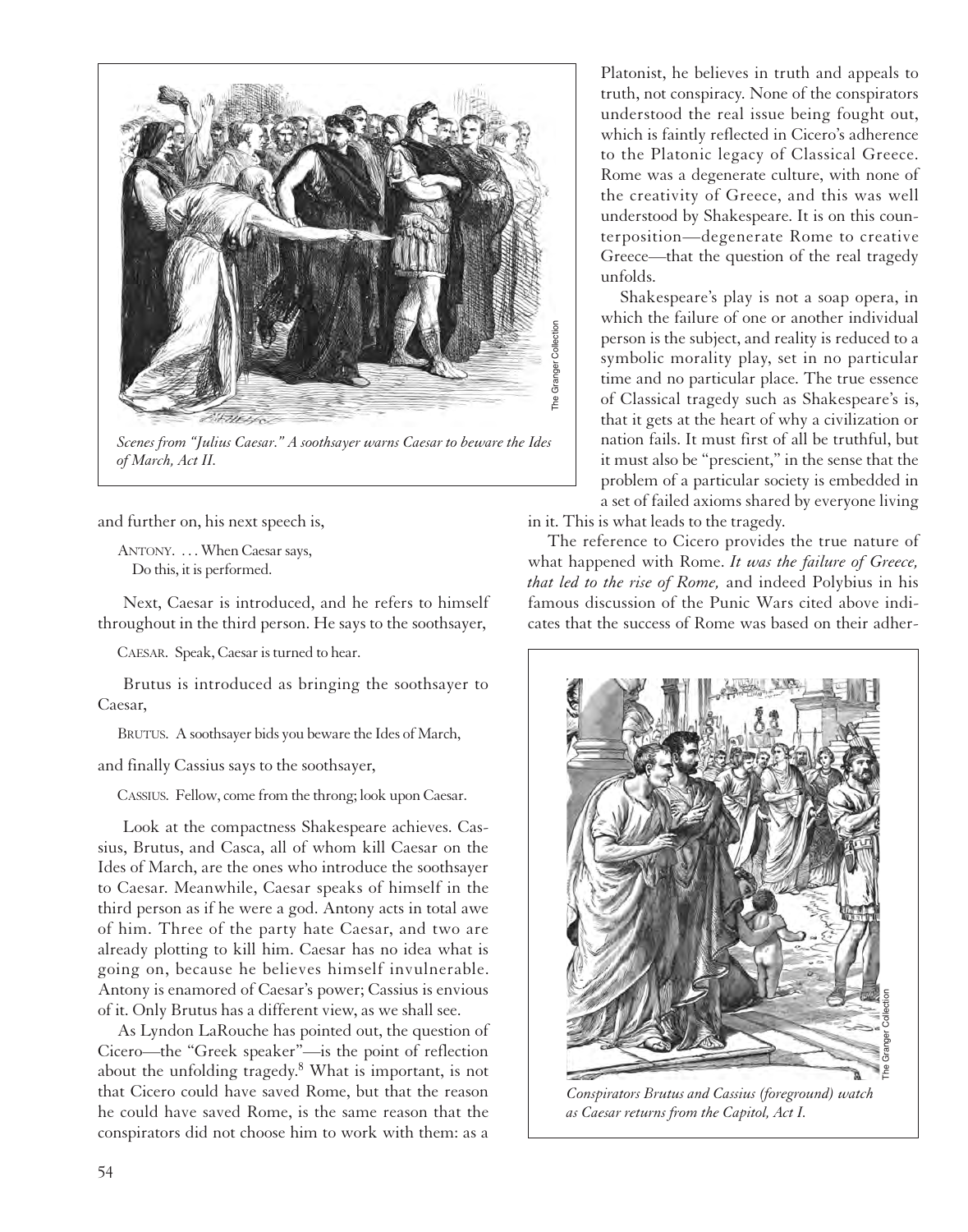*Scenes from "Julius Caesar." A soothsayer warns Caesar to beware the Ides of March, Act II.*

and further on, his next speech is,

> ANTONY. . . . When Caesar says,
> Do this, it is performed.

Next, Caesar is introduced, and he refers to himself throughout in the third person. He says to the soothsayer,

> CAESAR. Speak, Caesar is turned to hear.

Brutus is introduced as bringing the soothsayer to Caesar,

> BRUTUS. A soothsayer bids you beware the Ides of March,

and finally Cassius says to the soothsayer,

> CASSIUS. Fellow, come from the throng; look upon Caesar.

Look at the compactness Shakespeare achieves. Cassius, Brutus, and Casca, all of whom kill Caesar on the Ides of March, are the ones who introduce the soothsayer to Caesar. Meanwhile, Caesar speaks of himself in the third person as if he were a god. Antony acts in total awe of him. Three of the party hate Caesar, and two are already plotting to kill him. Caesar has no idea what is going on, because he believes himself invulnerable. Antony is enamored of Caesar's power; Cassius is envious of it. Only Brutus has a different view, as we shall see.

As Lyndon LaRouche has pointed out, the question of Cicero—the "Greek speaker"—is the point of reflection about the unfolding tragedy.[8] What is important, is not that Cicero could have saved Rome, but that the reason he could have saved Rome, is the same reason that the conspirators did not choose him to work with them: as a Platonist, he believes in truth and appeals to truth, not conspiracy. None of the conspirators understood the real issue being fought out, which is faintly reflected in Cicero's adherence to the Platonic legacy of Classical Greece. Rome was a degenerate culture, with none of the creativity of Greece, and this was well understood by Shakespeare. It is on this counterposition—degenerate Rome to creative Greece—that the question of the real tragedy unfolds.

Shakespeare's play is not a soap opera, in which the failure of one or another individual person is the subject, and reality is reduced to a symbolic morality play, set in no particular time and no particular place. The true essence of Classical tragedy such as Shakespeare's is, that it gets at the heart of why a civilization or nation fails. It must first of all be truthful, but it must also be "prescient," in the sense that the problem of a particular society is embedded in a set of failed axioms shared by everyone living in it. This is what leads to the tragedy.

The reference to Cicero provides the true nature of what happened with Rome. *It was the failure of Greece, that led to the rise of Rome,* and indeed Polybius in his famous discussion of the Punic Wars cited above indicates that the success of Rome was based on their adher-

*Conspirators Brutus and Cassius (foreground) watch as Caesar returns from the Capitol, Act I.*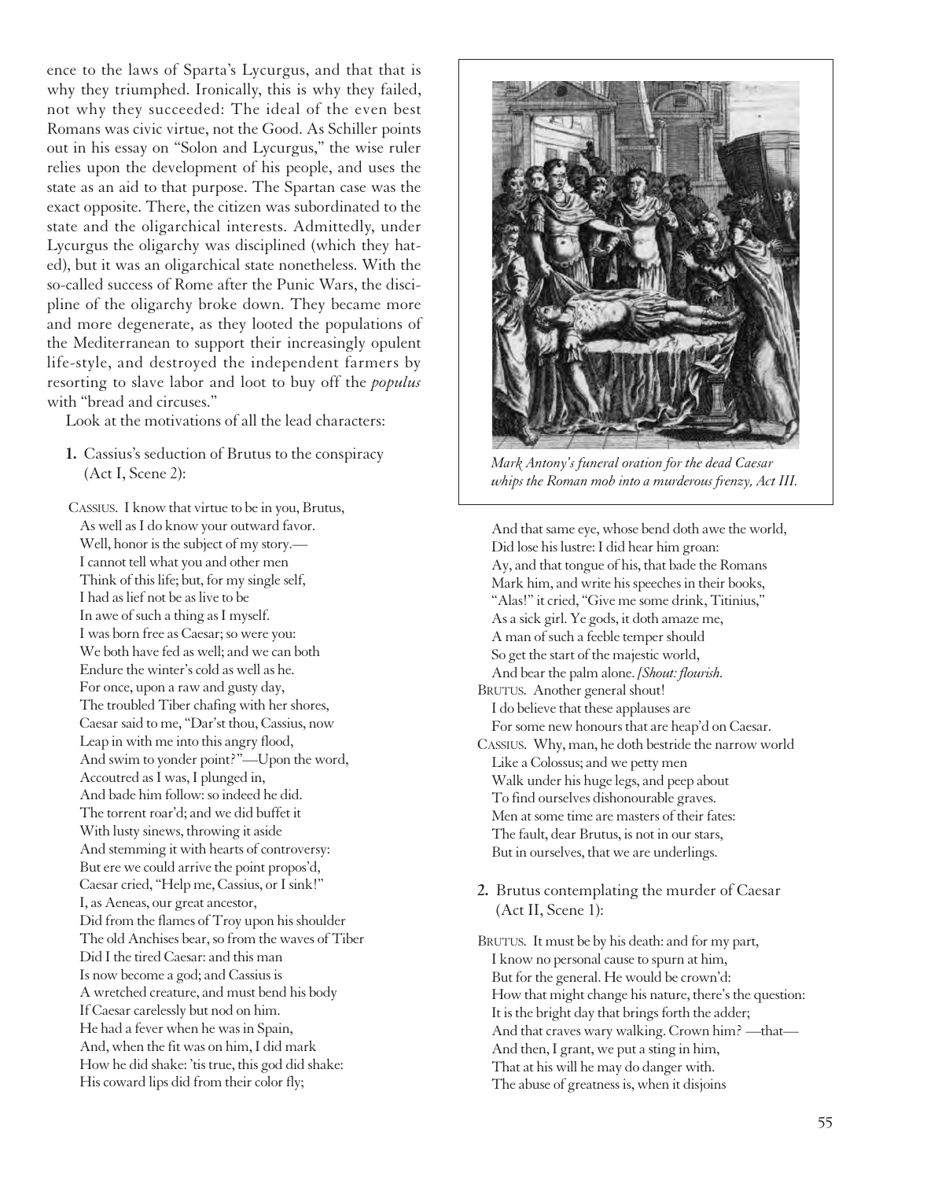ence to the laws of Sparta's Lycurgus, and that that is why they triumphed. Ironically, this is why they failed, not why they succeeded: The ideal of the even best Romans was civic virtue, not the Good. As Schiller points out in his essay on "Solon and Lycurgus," the wise ruler relies upon the development of his people, and uses the state as an aid to that purpose. The Spartan case was the exact opposite. There, the citizen was subordinated to the state and the oligarchical interests. Admittedly, under Lycurgus the oligarchy was disciplined (which they hated), but it was an oligarchical state nonetheless. With the so-called success of Rome after the Punic Wars, the discipline of the oligarchy broke down. They became more and more degenerate, as they looted the populations of the Mediterranean to support their increasingly opulent life-style, and destroyed the independent farmers by resorting to slave labor and loot to buy off the *populus* with "bread and circuses."

Look at the motivations of all the lead characters:

**1.** Cassius's seduction of Brutus to the conspiracy (Act I, Scene 2):

CASSIUS. I know that virtue to be in you, Brutus,
As well as I do know your outward favor.
Well, honor is the subject of my story.—
I cannot tell what you and other men
Think of this life; but, for my single self,
I had as lief not be as live to be
In awe of such a thing as I myself.
I was born free as Caesar; so were you:
We both have fed as well; and we can both
Endure the winter's cold as well as he.
For once, upon a raw and gusty day,
The troubled Tiber chafing with her shores,
Caesar said to me, "Dar'st thou, Cassius, now
Leap in with me into this angry flood,
And swim to yonder point?"—Upon the word,
Accoutred as I was, I plunged in,
And bade him follow: so indeed he did.
The torrent roar'd; and we did buffet it
With lusty sinews, throwing it aside
And stemming it with hearts of controversy:
But ere we could arrive the point propos'd,
Caesar cried, "Help me, Cassius, or I sink!"
I, as Aeneas, our great ancestor,
Did from the flames of Troy upon his shoulder
The old Anchises bear, so from the waves of Tiber
Did I the tired Caesar: and this man
Is now become a god; and Cassius is
A wretched creature, and must bend his body
If Caesar carelessly but nod on him.
He had a fever when he was in Spain,
And, when the fit was on him, I did mark
How he did shake: 'tis true, this god did shake:
His coward lips did from their color fly;
And that same eye, whose bend doth awe the world,
Did lose his lustre: I did hear him groan:
Ay, and that tongue of his, that bade the Romans
Mark him, and write his speeches in their books,
"Alas!" it cried, "Give me some drink, Titinius,"
As a sick girl. Ye gods, it doth amaze me,
A man of such a feeble temper should
So get the start of the majestic world,
And bear the palm alone. *[Shout: flourish.*
BRUTUS. Another general shout!
I do believe that these applauses are
For some new honours that are heap'd on Caesar.
CASSIUS. Why, man, he doth bestride the narrow world
Like a Colossus; and we petty men
Walk under his huge legs, and peep about
To find ourselves dishonourable graves.
Men at some time are masters of their fates:
The fault, dear Brutus, is not in our stars,
But in ourselves, that we are underlings.

*Mark Antony's funeral oration for the dead Caesar whips the Roman mob into a murderous frenzy, Act III.*

**2.** Brutus contemplating the murder of Caesar (Act II, Scene 1):

BRUTUS. It must be by his death: and for my part,
I know no personal cause to spurn at him,
But for the general. He would be crown'd:
How that might change his nature, there's the question:
It is the bright day that brings forth the adder;
And that craves wary walking. Crown him? —that—
And then, I grant, we put a sting in him,
That at his will he may do danger with.
The abuse of greatness is, when it disjoins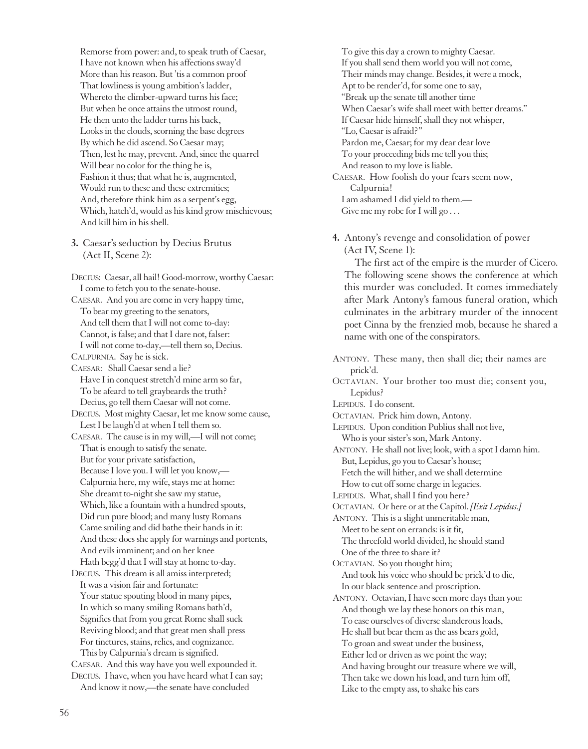Remorse from power: and, to speak truth of Caesar,
I have not known when his affections sway'd
More than his reason. But 'tis a common proof
That lowliness is young ambition's ladder,
Whereto the climber-upward turns his face;
But when he once attains the utmost round,
He then unto the ladder turns his back,
Looks in the clouds, scorning the base degrees
By which he did ascend. So Caesar may;
Then, lest he may, prevent. And, since the quarrel
Will bear no color for the thing he is,
Fashion it thus; that what he is, augmented,
Would run to these and these extremities;
And, therefore think him as a serpent's egg,
Which, hatch'd, would as his kind grow mischievous;
And kill him in his shell.

**3.** Caesar's seduction by Decius Brutus (Act II, Scene 2):

DECIUS: Caesar, all hail! Good-morrow, worthy Caesar:
I come to fetch you to the senate-house.
CAESAR. And you are come in very happy time,
To bear my greeting to the senators,
And tell them that I will not come to-day:
Cannot, is false; and that I dare not, falser:
I will not come to-day,—tell them so, Decius.
CALPURNIA. Say he is sick.
CAESAR: Shall Caesar send a lie?
Have I in conquest stretch'd mine arm so far,
To be afeard to tell graybeards the truth?
Decius, go tell them Caesar will not come.
DECIUS. Most mighty Caesar, let me know some cause,
Lest I be laugh'd at when I tell them so.
CAESAR. The cause is in my will,—I will not come;
That is enough to satisfy the senate.
But for your private satisfaction,
Because I love you. I will let you know,—
Calpurnia here, my wife, stays me at home:
She dreamt to-night she saw my statue,
Which, like a fountain with a hundred spouts,
Did run pure blood; and many lusty Romans
Came smiling and did bathe their hands in it:
And these does she apply for warnings and portents,
And evils imminent; and on her knee
Hath begg'd that I will stay at home to-day.
DECIUS. This dream is all amiss interpreted;
It was a vision fair and fortunate:
Your statue spouting blood in many pipes,
In which so many smiling Romans bath'd,
Signifies that from you great Rome shall suck
Reviving blood; and that great men shall press
For tinctures, stains, relics, and cognizance.
This by Calpurnia's dream is signified.
CAESAR. And this way have you well expounded it.
DECIUS. I have, when you have heard what I can say;
And know it now,—the senate have concluded
To give this day a crown to mighty Caesar.
If you shall send them world you will not come,
Their minds may change. Besides, it were a mock,
Apt to be render'd, for some one to say,
"Break up the senate till another time
When Caesar's wife shall meet with better dreams."
If Caesar hide himself, shall they not whisper,
"Lo, Caesar is afraid?"
Pardon me, Caesar; for my dear dear love
To your proceeding bids me tell you this;
And reason to my love is liable.
CAESAR. How foolish do your fears seem now, Calpurnia!
I am ashamed I did yield to them.—
Give me my robe for I will go . . .

**4.** Antony's revenge and consolidation of power (Act IV, Scene 1):

The first act of the empire is the murder of Cicero. The following scene shows the conference at which this murder was concluded. It comes immediately after Mark Antony's famous funeral oration, which culminates in the arbitrary murder of the innocent poet Cinna by the frenzied mob, because he shared a name with one of the conspirators.

ANTONY. These many, then shall die; their names are prick'd.
OCTAVIAN. Your brother too must die; consent you, Lepidus?
LEPIDUS. I do consent.
OCTAVIAN. Prick him down, Antony.
LEPIDUS. Upon condition Publius shall not live,
Who is your sister's son, Mark Antony.
ANTONY. He shall not live; look, with a spot I damn him.
But, Lepidus, go you to Caesar's house;
Fetch the will hither, and we shall determine
How to cut off some charge in legacies.
LEPIDUS. What, shall I find you here?
OCTAVIAN. Or here or at the Capitol. *[Exit Lepidus.]*
ANTONY. This is a slight unmeritable man,
Meet to be sent on errands: is it fit,
The threefold world divided, he should stand
One of the three to share it?
OCTAVIAN. So you thought him;
And took his voice who should be prick'd to die,
In our black sentence and proscription.
ANTONY. Octavian, I have seen more days than you:
And though we lay these honors on this man,
To ease ourselves of diverse slanderous loads,
He shall but bear them as the ass bears gold,
To groan and sweat under the business,
Either led or driven as we point the way;
And having brought our treasure where we will,
Then take we down his load, and turn him off,
Like to the empty ass, to shake his ears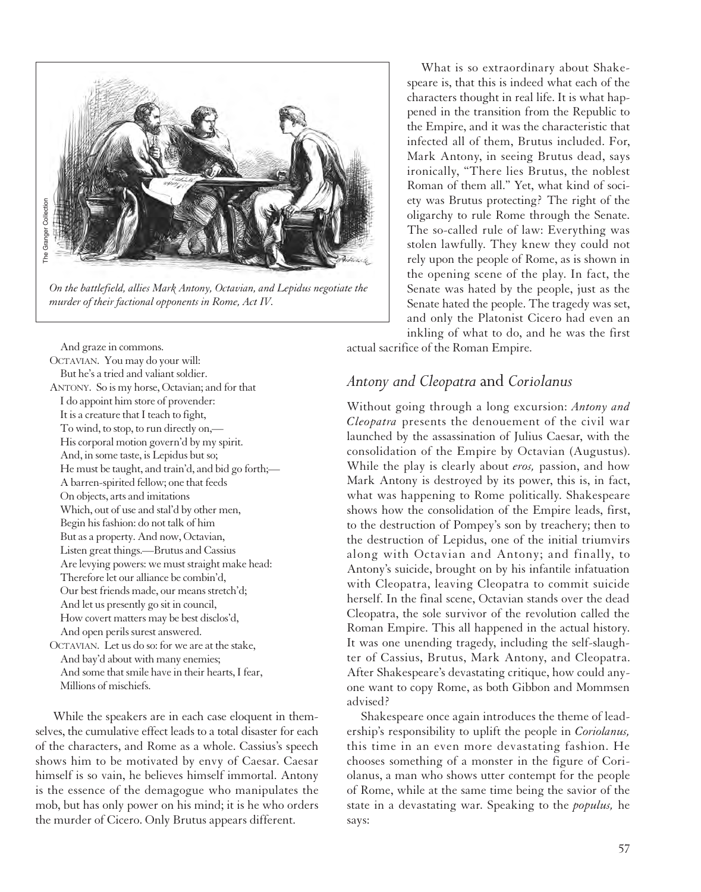*On the battlefield, allies Mark Antony, Octavian, and Lepidus negotiate the murder of their factional opponents in Rome, Act IV.*

And graze in commons.
OCTAVIAN. You may do your will:
But he's a tried and valiant soldier.
ANTONY. So is my horse, Octavian; and for that
I do appoint him store of provender:
It is a creature that I teach to fight,
To wind, to stop, to run directly on,—
His corporal motion govern'd by my spirit.
And, in some taste, is Lepidus but so;
He must be taught, and train'd, and bid go forth;—
A barren-spirited fellow; one that feeds
On objects, arts and imitations
Which, out of use and stal'd by other men,
Begin his fashion: do not talk of him
But as a property. And now, Octavian,
Listen great things.—Brutus and Cassius
Are levying powers: we must straight make head:
Therefore let our alliance be combin'd,
Our best friends made, our means stretch'd;
And let us presently go sit in council,
How covert matters may be best disclos'd,
And open perils surest answered.
OCTAVIAN. Let us do so: for we are at the stake,
And bay'd about with many enemies;
And some that smile have in their hearts, I fear,
Millions of mischiefs.

While the speakers are in each case eloquent in themselves, the cumulative effect leads to a total disaster for each of the characters, and Rome as a whole. Cassius's speech shows him to be motivated by envy of Caesar. Caesar himself is so vain, he believes himself immortal. Antony is the essence of the demagogue who manipulates the mob, but has only power on his mind; it is he who orders the murder of Cicero. Only Brutus appears different.

What is so extraordinary about Shakespeare is, that this is indeed what each of the characters thought in real life. It is what happened in the transition from the Republic to the Empire, and it was the characteristic that infected all of them, Brutus included. For, Mark Antony, in seeing Brutus dead, says ironically, "There lies Brutus, the noblest Roman of them all." Yet, what kind of society was Brutus protecting? The right of the oligarchy to rule Rome through the Senate. The so-called rule of law: Everything was stolen lawfully. They knew they could not rely upon the people of Rome, as is shown in the opening scene of the play. In fact, the Senate was hated by the people, just as the Senate hated the people. The tragedy was set, and only the Platonist Cicero had even an inkling of what to do, and he was the first actual sacrifice of the Roman Empire.

## *Antony and Cleopatra* and *Coriolanus*

Without going through a long excursion: *Antony and Cleopatra* presents the denouement of the civil war launched by the assassination of Julius Caesar, with the consolidation of the Empire by Octavian (Augustus). While the play is clearly about *eros,* passion, and how Mark Antony is destroyed by its power, this is, in fact, what was happening to Rome politically. Shakespeare shows how the consolidation of the Empire leads, first, to the destruction of Pompey's son by treachery; then to the destruction of Lepidus, one of the initial triumvirs along with Octavian and Antony; and finally, to Antony's suicide, brought on by his infantile infatuation with Cleopatra, leaving Cleopatra to commit suicide herself. In the final scene, Octavian stands over the dead Cleopatra, the sole survivor of the revolution called the Roman Empire. This all happened in the actual history. It was one unending tragedy, including the self-slaughter of Cassius, Brutus, Mark Antony, and Cleopatra. After Shakespeare's devastating critique, how could anyone want to copy Rome, as both Gibbon and Mommsen advised?

Shakespeare once again introduces the theme of leadership's responsibility to uplift the people in *Coriolanus,* this time in an even more devastating fashion. He chooses something of a monster in the figure of Coriolanus, a man who shows utter contempt for the people of Rome, while at the same time being the savior of the state in a devastating war. Speaking to the *populus,* he says: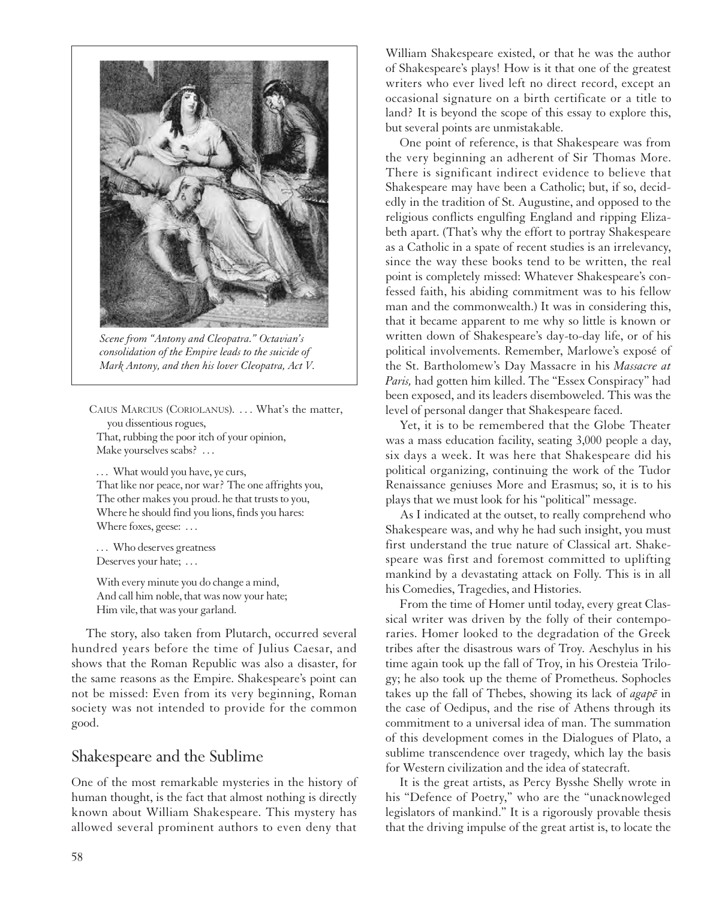*Scene from "Antony and Cleopatra." Octavian's consolidation of the Empire leads to the suicide of Mark Antony, and then his lover Cleopatra, Act V.*

CAIUS MARCIUS (CORIOLANUS). . . . What's the matter,
you dissentious rogues,
That, rubbing the poor itch of your opinion,
Make yourselves scabs? . . .

. . . What would you have, ye curs,
That like nor peace, nor war? The one affrights you,
The other makes you proud. he that trusts to you,
Where he should find you lions, finds you hares:
Where foxes, geese: . . .

. . . Who deserves greatness
Deserves your hate; . . .

With every minute you do change a mind,
And call him noble, that was now your hate;
Him vile, that was your garland.

The story, also taken from Plutarch, occurred several hundred years before the time of Julius Caesar, and shows that the Roman Republic was also a disaster, for the same reasons as the Empire. Shakespeare's point can not be missed: Even from its very beginning, Roman society was not intended to provide for the common good.

## Shakespeare and the Sublime

One of the most remarkable mysteries in the history of human thought, is the fact that almost nothing is directly known about William Shakespeare. This mystery has allowed several prominent authors to even deny that William Shakespeare existed, or that he was the author of Shakespeare's plays! How is it that one of the greatest writers who ever lived left no direct record, except an occasional signature on a birth certificate or a title to land? It is beyond the scope of this essay to explore this, but several points are unmistakable.

One point of reference, is that Shakespeare was from the very beginning an adherent of Sir Thomas More. There is significant indirect evidence to believe that Shakespeare may have been a Catholic; but, if so, decidedly in the tradition of St. Augustine, and opposed to the religious conflicts engulfing England and ripping Elizabeth apart. (That's why the effort to portray Shakespeare as a Catholic in a spate of recent studies is an irrelevancy, since the way these books tend to be written, the real point is completely missed: Whatever Shakespeare's confessed faith, his abiding commitment was to his fellow man and the commonwealth.) It was in considering this, that it became apparent to me why so little is known or written down of Shakespeare's day-to-day life, or of his political involvements. Remember, Marlowe's exposé of the St. Bartholomew's Day Massacre in his *Massacre at Paris,* had gotten him killed. The "Essex Conspiracy" had been exposed, and its leaders disemboweled. This was the level of personal danger that Shakespeare faced.

Yet, it is to be remembered that the Globe Theater was a mass education facility, seating 3,000 people a day, six days a week. It was here that Shakespeare did his political organizing, continuing the work of the Tudor Renaissance geniuses More and Erasmus; so, it is to his plays that we must look for his "political" message.

As I indicated at the outset, to really comprehend who Shakespeare was, and why he had such insight, you must first understand the true nature of Classical art. Shakespeare was first and foremost committed to uplifting mankind by a devastating attack on Folly. This is in all his Comedies, Tragedies, and Histories.

From the time of Homer until today, every great Classical writer was driven by the folly of their contemporaries. Homer looked to the degradation of the Greek tribes after the disastrous wars of Troy. Aeschylus in his time again took up the fall of Troy, in his Oresteia Trilogy; he also took up the theme of Prometheus. Sophocles takes up the fall of Thebes, showing its lack of *agapē* in the case of Oedipus, and the rise of Athens through its commitment to a universal idea of man. The summation of this development comes in the Dialogues of Plato, a sublime transcendence over tragedy, which lay the basis for Western civilization and the idea of statecraft.

It is the great artists, as Percy Bysshe Shelly wrote in his "Defence of Poetry," who are the "unacknowleged legislators of mankind." It is a rigorously provable thesis that the driving impulse of the great artist is, to locate the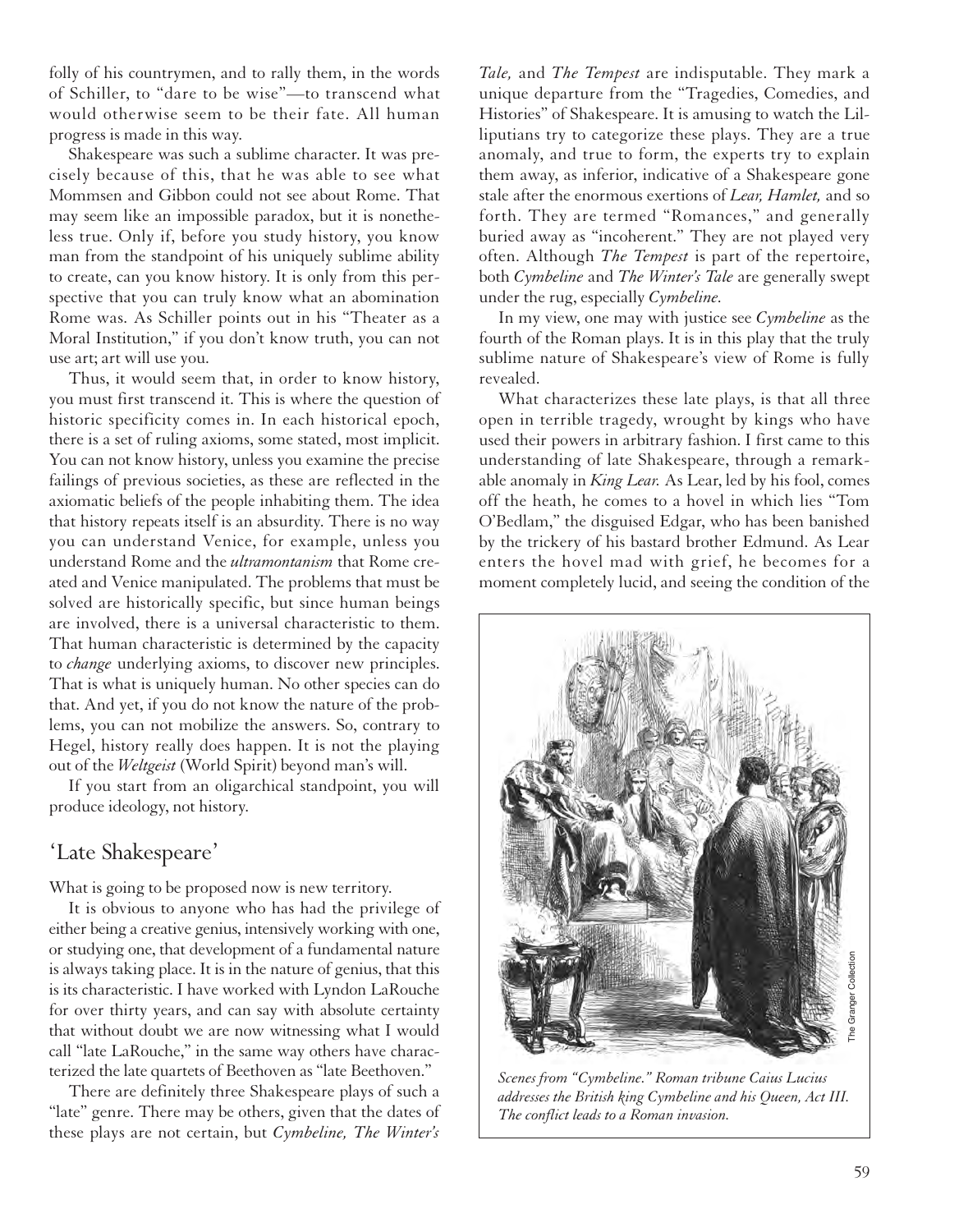folly of his countrymen, and to rally them, in the words of Schiller, to "dare to be wise"—to transcend what would otherwise seem to be their fate. All human progress is made in this way.

Shakespeare was such a sublime character. It was precisely because of this, that he was able to see what Mommsen and Gibbon could not see about Rome. That may seem like an impossible paradox, but it is nonetheless true. Only if, before you study history, you know man from the standpoint of his uniquely sublime ability to create, can you know history. It is only from this perspective that you can truly know what an abomination Rome was. As Schiller points out in his "Theater as a Moral Institution," if you don't know truth, you can not use art; art will use you.

Thus, it would seem that, in order to know history, you must first transcend it. This is where the question of historic specificity comes in. In each historical epoch, there is a set of ruling axioms, some stated, most implicit. You can not know history, unless you examine the precise failings of previous societies, as these are reflected in the axiomatic beliefs of the people inhabiting them. The idea that history repeats itself is an absurdity. There is no way you can understand Venice, for example, unless you understand Rome and the *ultramontanism* that Rome created and Venice manipulated. The problems that must be solved are historically specific, but since human beings are involved, there is a universal characteristic to them. That human characteristic is determined by the capacity to *change* underlying axioms, to discover new principles. That is what is uniquely human. No other species can do that. And yet, if you do not know the nature of the problems, you can not mobilize the answers. So, contrary to Hegel, history really does happen. It is not the playing out of the *Weltgeist* (World Spirit) beyond man's will.

If you start from an oligarchical standpoint, you will produce ideology, not history.

## 'Late Shakespeare'

What is going to be proposed now is new territory.

It is obvious to anyone who has had the privilege of either being a creative genius, intensively working with one, or studying one, that development of a fundamental nature is always taking place. It is in the nature of genius, that this is its characteristic. I have worked with Lyndon LaRouche for over thirty years, and can say with absolute certainty that without doubt we are now witnessing what I would call "late LaRouche," in the same way others have characterized the late quartets of Beethoven as "late Beethoven."

There are definitely three Shakespeare plays of such a "late" genre. There may be others, given that the dates of these plays are not certain, but *Cymbeline, The Winter's Tale,* and *The Tempest* are indisputable. They mark a unique departure from the "Tragedies, Comedies, and Histories" of Shakespeare. It is amusing to watch the Lilliputians try to categorize these plays. They are a true anomaly, and true to form, the experts try to explain them away, as inferior, indicative of a Shakespeare gone stale after the enormous exertions of *Lear, Hamlet,* and so forth. They are termed "Romances," and generally buried away as "incoherent." They are not played very often. Although *The Tempest* is part of the repertoire, both *Cymbeline* and *The Winter's Tale* are generally swept under the rug, especially *Cymbeline*.

In my view, one may with justice see *Cymbeline* as the fourth of the Roman plays. It is in this play that the truly sublime nature of Shakespeare's view of Rome is fully revealed.

What characterizes these late plays, is that all three open in terrible tragedy, wrought by kings who have used their powers in arbitrary fashion. I first came to this understanding of late Shakespeare, through a remarkable anomaly in *King Lear.* As Lear, led by his fool, comes off the heath, he comes to a hovel in which lies "Tom O'Bedlam," the disguised Edgar, who has been banished by the trickery of his bastard brother Edmund. As Lear enters the hovel mad with grief, he becomes for a moment completely lucid, and seeing the condition of the

*Scenes from "Cymbeline." Roman tribune Caius Lucius addresses the British king Cymbeline and his Queen, Act III. The conflict leads to a Roman invasion.*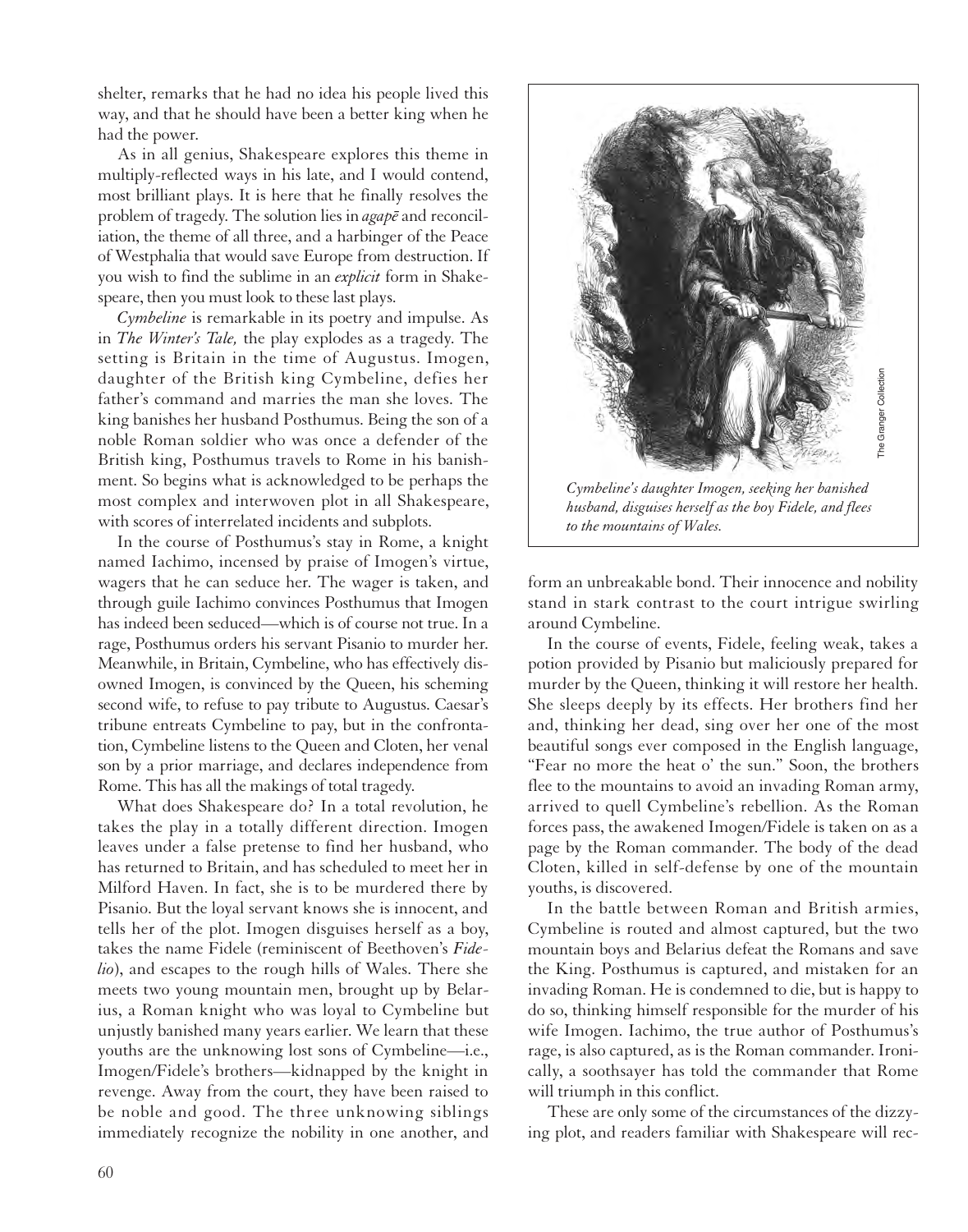shelter, remarks that he had no idea his people lived this way, and that he should have been a better king when he had the power.

As in all genius, Shakespeare explores this theme in multiply-reflected ways in his late, and I would contend, most brilliant plays. It is here that he finally resolves the problem of tragedy. The solution lies in *agapē* and reconciliation, the theme of all three, and a harbinger of the Peace of Westphalia that would save Europe from destruction. If you wish to find the sublime in an *explicit* form in Shakespeare, then you must look to these last plays.

*Cymbeline* is remarkable in its poetry and impulse. As in *The Winter's Tale,* the play explodes as a tragedy. The setting is Britain in the time of Augustus. Imogen, daughter of the British king Cymbeline, defies her father's command and marries the man she loves. The king banishes her husband Posthumus. Being the son of a noble Roman soldier who was once a defender of the British king, Posthumus travels to Rome in his banishment. So begins what is acknowledged to be perhaps the most complex and interwoven plot in all Shakespeare, with scores of interrelated incidents and subplots.

In the course of Posthumus's stay in Rome, a knight named Iachimo, incensed by praise of Imogen's virtue, wagers that he can seduce her. The wager is taken, and through guile Iachimo convinces Posthumus that Imogen has indeed been seduced—which is of course not true. In a rage, Posthumus orders his servant Pisanio to murder her. Meanwhile, in Britain, Cymbeline, who has effectively disowned Imogen, is convinced by the Queen, his scheming second wife, to refuse to pay tribute to Augustus. Caesar's tribune entreats Cymbeline to pay, but in the confrontation, Cymbeline listens to the Queen and Cloten, her venal son by a prior marriage, and declares independence from Rome. This has all the makings of total tragedy.

What does Shakespeare do? In a total revolution, he takes the play in a totally different direction. Imogen leaves under a false pretense to find her husband, who has returned to Britain, and has scheduled to meet her in Milford Haven. In fact, she is to be murdered there by Pisanio. But the loyal servant knows she is innocent, and tells her of the plot. Imogen disguises herself as a boy, takes the name Fidele (reminiscent of Beethoven's *Fidelio*), and escapes to the rough hills of Wales. There she meets two young mountain men, brought up by Belarius, a Roman knight who was loyal to Cymbeline but unjustly banished many years earlier. We learn that these youths are the unknowing lost sons of Cymbeline—i.e., Imogen/Fidele's brothers—kidnapped by the knight in revenge. Away from the court, they have been raised to be noble and good. The three unknowing siblings immediately recognize the nobility in one another, and form an unbreakable bond. Their innocence and nobility stand in stark contrast to the court intrigue swirling around Cymbeline.

*Cymbeline's daughter Imogen, seeking her banished husband, disguises herself as the boy Fidele, and flees to the mountains of Wales.*

The Granger Collection

In the course of events, Fidele, feeling weak, takes a potion provided by Pisanio but maliciously prepared for murder by the Queen, thinking it will restore her health. She sleeps deeply by its effects. Her brothers find her and, thinking her dead, sing over her one of the most beautiful songs ever composed in the English language, "Fear no more the heat o' the sun." Soon, the brothers flee to the mountains to avoid an invading Roman army, arrived to quell Cymbeline's rebellion. As the Roman forces pass, the awakened Imogen/Fidele is taken on as a page by the Roman commander. The body of the dead Cloten, killed in self-defense by one of the mountain youths, is discovered.

In the battle between Roman and British armies, Cymbeline is routed and almost captured, but the two mountain boys and Belarius defeat the Romans and save the King. Posthumus is captured, and mistaken for an invading Roman. He is condemned to die, but is happy to do so, thinking himself responsible for the murder of his wife Imogen. Iachimo, the true author of Posthumus's rage, is also captured, as is the Roman commander. Ironically, a soothsayer has told the commander that Rome will triumph in this conflict.

These are only some of the circumstances of the dizzying plot, and readers familiar with Shakespeare will rec-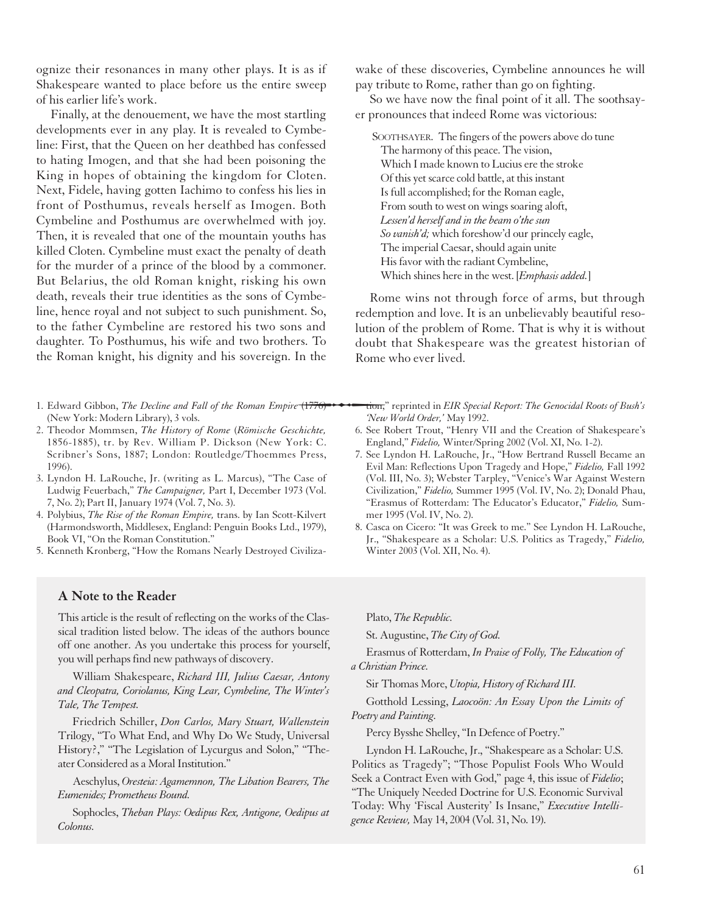ognize their resonances in many other plays. It is as if Shakespeare wanted to place before us the entire sweep of his earlier life's work.

Finally, at the denouement, we have the most startling developments ever in any play. It is revealed to Cymbeline: First, that the Queen on her deathbed has confessed to hating Imogen, and that she had been poisoning the King in hopes of obtaining the kingdom for Cloten. Next, Fidele, having gotten Iachimo to confess his lies in front of Posthumus, reveals herself as Imogen. Both Cymbeline and Posthumus are overwhelmed with joy. Then, it is revealed that one of the mountain youths has killed Cloten. Cymbeline must exact the penalty of death for the murder of a prince of the blood by a commoner. But Belarius, the old Roman knight, risking his own death, reveals their true identities as the sons of Cymbeline, hence royal and not subject to such punishment. So, to the father Cymbeline are restored his two sons and daughter. To Posthumus, his wife and two brothers. To the Roman knight, his dignity and his sovereign. In the wake of these discoveries, Cymbeline announces he will pay tribute to Rome, rather than go on fighting.

So we have now the final point of it all. The soothsayer pronounces that indeed Rome was victorious:

> SOOTHSAYER. The fingers of the powers above do tune
> The harmony of this peace. The vision,
> Which I made known to Lucius ere the stroke
> Of this yet scarce cold battle, at this instant
> Is full accomplished; for the Roman eagle,
> From south to west on wings soaring aloft,
> *Lessen'd herself and in the beam o'the sun*
> *So vanish'd;* which foreshow'd our princely eagle,
> The imperial Caesar, should again unite
> His favor with the radiant Cymbeline,
> Which shines here in the west. [*Emphasis added.*]

Rome wins not through force of arms, but through redemption and love. It is an unbelievably beautiful resolution of the problem of Rome. That is why it is without doubt that Shakespeare was the greatest historian of Rome who ever lived.

---

1. Edward Gibbon, *The Decline and Fall of the Roman Empire* (1776) (New York: Modern Library), 3 vols.
2. Theodor Mommsen, *The History of Rome* (*Römische Geschichte,* 1856-1885), tr. by Rev. William P. Dickson (New York: C. Scribner's Sons, 1887; London: Routledge/Thoemmes Press, 1996).
3. Lyndon H. LaRouche, Jr. (writing as L. Marcus), "The Case of Ludwig Feuerbach," *The Campaigner,* Part I, December 1973 (Vol. 7, No. 2); Part II, January 1974 (Vol. 7, No. 3).
4. Polybius, *The Rise of the Roman Empire,* trans. by Ian Scott-Kilvert (Harmondsworth, Middlesex, England: Penguin Books Ltd., 1979), Book VI, "On the Roman Constitution."
5. Kenneth Kronberg, "How the Romans Nearly Destroyed Civilization," reprinted in *EIR Special Report: The Genocidal Roots of Bush's 'New World Order,'* May 1992.
6. See Robert Trout, "Henry VII and the Creation of Shakespeare's England," *Fidelio,* Winter/Spring 2002 (Vol. XI, No. 1-2).
7. See Lyndon H. LaRouche, Jr., "How Bertrand Russell Became an Evil Man: Reflections Upon Tragedy and Hope," *Fidelio,* Fall 1992 (Vol. III, No. 3); Webster Tarpley, "Venice's War Against Western Civilization," *Fidelio,* Summer 1995 (Vol. IV, No. 2); Donald Phau, "Erasmus of Rotterdam: The Educator's Educator," *Fidelio,* Summer 1995 (Vol. IV, No. 2).
8. Casca on Cicero: "It was Greek to me." See Lyndon H. LaRouche, Jr., "Shakespeare as a Scholar: U.S. Politics as Tragedy," *Fidelio,* Winter 2003 (Vol. XII, No. 4).

---

### A Note to the Reader

This article is the result of reflecting on the works of the Classical tradition listed below. The ideas of the authors bounce off one another. As you undertake this process for yourself, you will perhaps find new pathways of discovery.

William Shakespeare, *Richard III, Julius Caesar, Antony and Cleopatra, Coriolanus, King Lear, Cymbeline, The Winter's Tale, The Tempest.*

Friedrich Schiller, *Don Carlos, Mary Stuart, Wallenstein* Trilogy, "To What End, and Why Do We Study, Universal History?," "The Legislation of Lycurgus and Solon," "Theater Considered as a Moral Institution."

Aeschylus, *Oresteia: Agamemnon, The Libation Bearers, The Eumenides; Prometheus Bound.*

Sophocles, *Theban Plays: Oedipus Rex, Antigone, Oedipus at Colonus.*

Plato, *The Republic.*

St. Augustine, *The City of God.*

Erasmus of Rotterdam, *In Praise of Folly, The Education of a Christian Prince.*

Sir Thomas More, *Utopia, History of Richard III.*

Gotthold Lessing, *Laocoön: An Essay Upon the Limits of Poetry and Painting.*

Percy Bysshe Shelley, "In Defence of Poetry."

Lyndon H. LaRouche, Jr., "Shakespeare as a Scholar: U.S. Politics as Tragedy"; "Those Populist Fools Who Would Seek a Contract Even with God," page 4, this issue of *Fidelio*; "The Uniquely Needed Doctrine for U.S. Economic Survival Today: Why 'Fiscal Austerity' Is Insane," *Executive Intelligence Review,* May 14, 2004 (Vol. 31, No. 19).